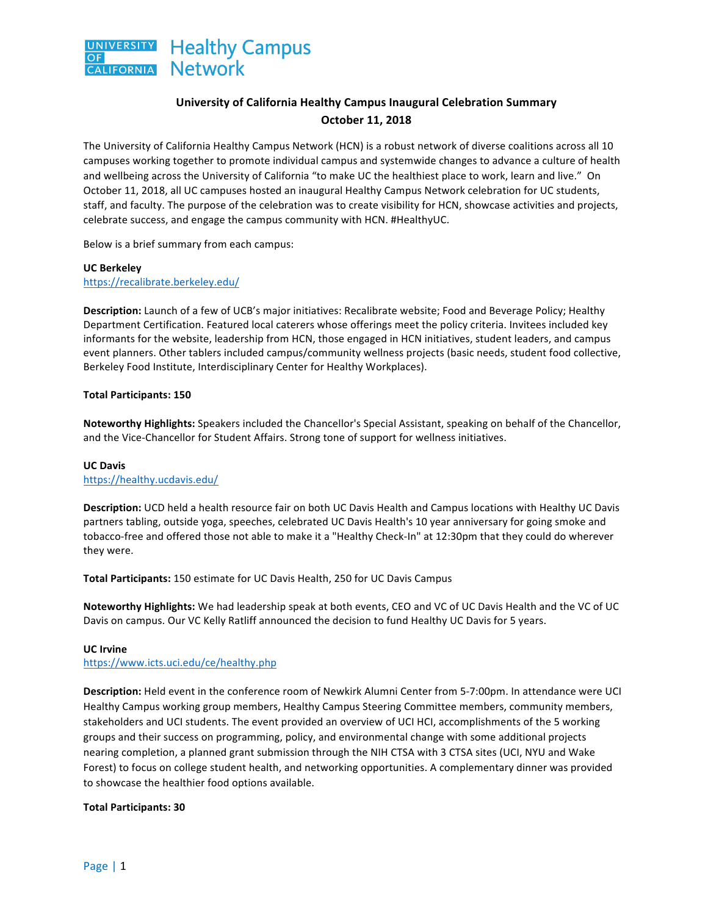UNIVERSITY OF CALIFORNIA Healthy Campus Network

# University of California Healthy Campus Inaugural Celebration Summary
## October 11, 2018

The University of California Healthy Campus Network (HCN) is a robust network of diverse coalitions across all 10 campuses working together to promote individual campus and systemwide changes to advance a culture of health and wellbeing across the University of California "to make UC the healthiest place to work, learn and live." On October 11, 2018, all UC campuses hosted an inaugural Healthy Campus Network celebration for UC students, staff, and faculty. The purpose of the celebration was to create visibility for HCN, showcase activities and projects, celebrate success, and engage the campus community with HCN. #HealthyUC.

Below is a brief summary from each campus:

**UC Berkeley**
https://recalibrate.berkeley.edu/

**Description:** Launch of a few of UCB's major initiatives: Recalibrate website; Food and Beverage Policy; Healthy Department Certification. Featured local caterers whose offerings meet the policy criteria. Invitees included key informants for the website, leadership from HCN, those engaged in HCN initiatives, student leaders, and campus event planners. Other tablers included campus/community wellness projects (basic needs, student food collective, Berkeley Food Institute, Interdisciplinary Center for Healthy Workplaces).

**Total Participants: 150**

**Noteworthy Highlights:** Speakers included the Chancellor's Special Assistant, speaking on behalf of the Chancellor, and the Vice-Chancellor for Student Affairs. Strong tone of support for wellness initiatives.

**UC Davis**
https://healthy.ucdavis.edu/

**Description:** UCD held a health resource fair on both UC Davis Health and Campus locations with Healthy UC Davis partners tabling, outside yoga, speeches, celebrated UC Davis Health's 10 year anniversary for going smoke and tobacco-free and offered those not able to make it a "Healthy Check-In" at 12:30pm that they could do wherever they were.

**Total Participants:** 150 estimate for UC Davis Health, 250 for UC Davis Campus

**Noteworthy Highlights:** We had leadership speak at both events, CEO and VC of UC Davis Health and the VC of UC Davis on campus. Our VC Kelly Ratliff announced the decision to fund Healthy UC Davis for 5 years.

**UC Irvine**
https://www.icts.uci.edu/ce/healthy.php

**Description:** Held event in the conference room of Newkirk Alumni Center from 5-7:00pm. In attendance were UCI Healthy Campus working group members, Healthy Campus Steering Committee members, community members, stakeholders and UCI students. The event provided an overview of UCI HCI, accomplishments of the 5 working groups and their success on programming, policy, and environmental change with some additional projects nearing completion, a planned grant submission through the NIH CTSA with 3 CTSA sites (UCI, NYU and Wake Forest) to focus on college student health, and networking opportunities. A complementary dinner was provided to showcase the healthier food options available.

**Total Participants: 30**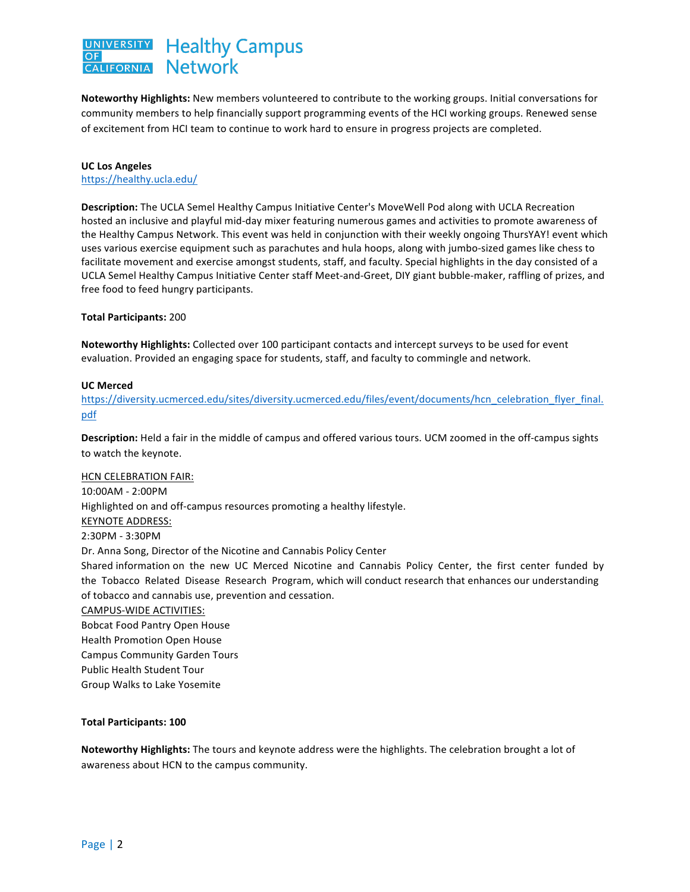**Noteworthy Highlights:** New members volunteered to contribute to the working groups. Initial conversations for community members to help financially support programming events of the HCI working groups. Renewed sense of excitement from HCI team to continue to work hard to ensure in progress projects are completed.

**UC Los Angeles**
https://healthy.ucla.edu/

**Description:** The UCLA Semel Healthy Campus Initiative Center's MoveWell Pod along with UCLA Recreation hosted an inclusive and playful mid-day mixer featuring numerous games and activities to promote awareness of the Healthy Campus Network. This event was held in conjunction with their weekly ongoing ThursYAY! event which uses various exercise equipment such as parachutes and hula hoops, along with jumbo-sized games like chess to facilitate movement and exercise amongst students, staff, and faculty. Special highlights in the day consisted of a UCLA Semel Healthy Campus Initiative Center staff Meet-and-Greet, DIY giant bubble-maker, raffling of prizes, and free food to feed hungry participants.

**Total Participants:** 200

**Noteworthy Highlights:** Collected over 100 participant contacts and intercept surveys to be used for event evaluation. Provided an engaging space for students, staff, and faculty to commingle and network.

**UC Merced**
https://diversity.ucmerced.edu/sites/diversity.ucmerced.edu/files/event/documents/hcn_celebration_flyer_final.pdf

**Description:** Held a fair in the middle of campus and offered various tours. UCM zoomed in the off-campus sights to watch the keynote.

HCN CELEBRATION FAIR:
10:00AM - 2:00PM
Highlighted on and off-campus resources promoting a healthy lifestyle.

KEYNOTE ADDRESS:
2:30PM - 3:30PM
Dr. Anna Song, Director of the Nicotine and Cannabis Policy Center
Shared information on the new UC Merced Nicotine and Cannabis Policy Center, the first center funded by the Tobacco Related Disease Research Program, which will conduct research that enhances our understanding of tobacco and cannabis use, prevention and cessation.

CAMPUS-WIDE ACTIVITIES:
Bobcat Food Pantry Open House
Health Promotion Open House
Campus Community Garden Tours
Public Health Student Tour
Group Walks to Lake Yosemite

**Total Participants: 100**

**Noteworthy Highlights:** The tours and keynote address were the highlights. The celebration brought a lot of awareness about HCN to the campus community.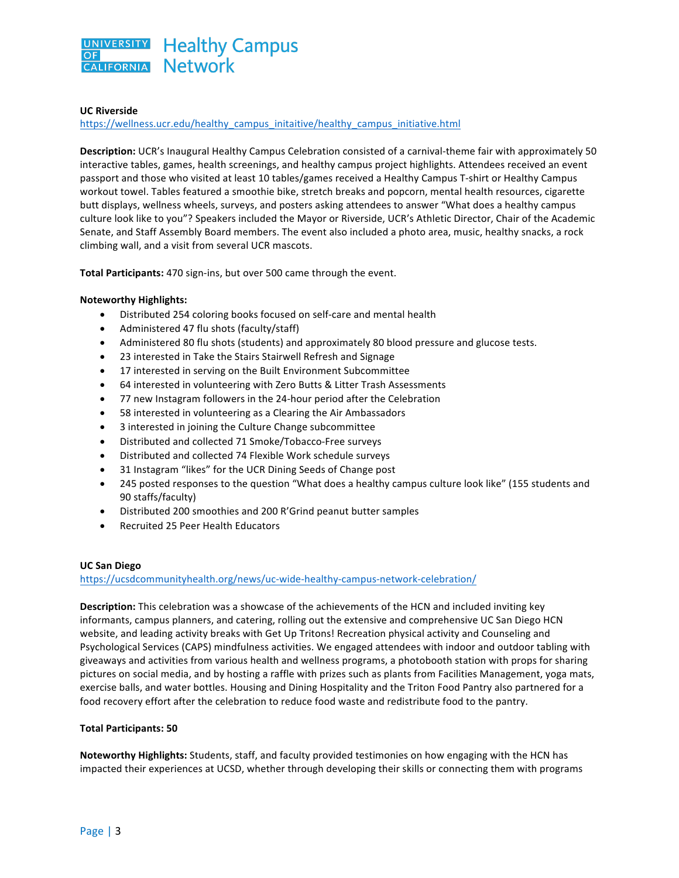### UC Riverside

https://wellness.ucr.edu/healthy_campus_initaitive/healthy_campus_initiative.html

**Description:** UCR's Inaugural Healthy Campus Celebration consisted of a carnival-theme fair with approximately 50 interactive tables, games, health screenings, and healthy campus project highlights. Attendees received an event passport and those who visited at least 10 tables/games received a Healthy Campus T-shirt or Healthy Campus workout towel. Tables featured a smoothie bike, stretch breaks and popcorn, mental health resources, cigarette butt displays, wellness wheels, surveys, and posters asking attendees to answer "What does a healthy campus culture look like to you"? Speakers included the Mayor or Riverside, UCR's Athletic Director, Chair of the Academic Senate, and Staff Assembly Board members. The event also included a photo area, music, healthy snacks, a rock climbing wall, and a visit from several UCR mascots.

**Total Participants:** 470 sign-ins, but over 500 came through the event.

**Noteworthy Highlights:**

- Distributed 254 coloring books focused on self-care and mental health
- Administered 47 flu shots (faculty/staff)
- Administered 80 flu shots (students) and approximately 80 blood pressure and glucose tests.
- 23 interested in Take the Stairs Stairwell Refresh and Signage
- 17 interested in serving on the Built Environment Subcommittee
- 64 interested in volunteering with Zero Butts & Litter Trash Assessments
- 77 new Instagram followers in the 24-hour period after the Celebration
- 58 interested in volunteering as a Clearing the Air Ambassadors
- 3 interested in joining the Culture Change subcommittee
- Distributed and collected 71 Smoke/Tobacco-Free surveys
- Distributed and collected 74 Flexible Work schedule surveys
- 31 Instagram "likes" for the UCR Dining Seeds of Change post
- 245 posted responses to the question "What does a healthy campus culture look like" (155 students and 90 staffs/faculty)
- Distributed 200 smoothies and 200 R'Grind peanut butter samples
- Recruited 25 Peer Health Educators

### UC San Diego

https://ucsdcommunityhealth.org/news/uc-wide-healthy-campus-network-celebration/

**Description:** This celebration was a showcase of the achievements of the HCN and included inviting key informants, campus planners, and catering, rolling out the extensive and comprehensive UC San Diego HCN website, and leading activity breaks with Get Up Tritons! Recreation physical activity and Counseling and Psychological Services (CAPS) mindfulness activities. We engaged attendees with indoor and outdoor tabling with giveaways and activities from various health and wellness programs, a photobooth station with props for sharing pictures on social media, and by hosting a raffle with prizes such as plants from Facilities Management, yoga mats, exercise balls, and water bottles. Housing and Dining Hospitality and the Triton Food Pantry also partnered for a food recovery effort after the celebration to reduce food waste and redistribute food to the pantry.

**Total Participants: 50**

**Noteworthy Highlights:** Students, staff, and faculty provided testimonies on how engaging with the HCN has impacted their experiences at UCSD, whether through developing their skills or connecting them with programs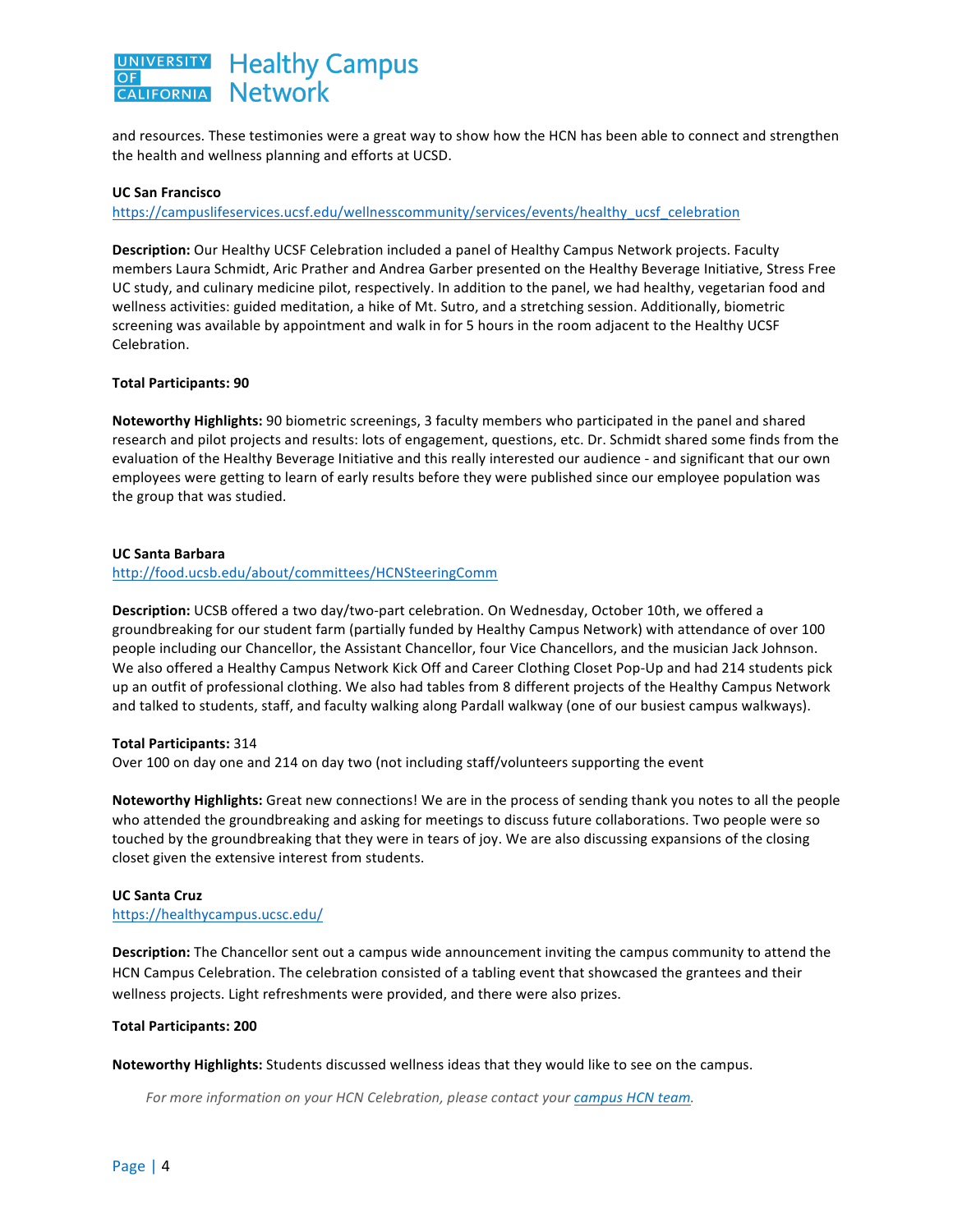and resources. These testimonies were a great way to show how the HCN has been able to connect and strengthen the health and wellness planning and efforts at UCSD.

**UC San Francisco**
https://campuslifeservices.ucsf.edu/wellnesscommunity/services/events/healthy_ucsf_celebration

**Description:** Our Healthy UCSF Celebration included a panel of Healthy Campus Network projects. Faculty members Laura Schmidt, Aric Prather and Andrea Garber presented on the Healthy Beverage Initiative, Stress Free UC study, and culinary medicine pilot, respectively. In addition to the panel, we had healthy, vegetarian food and wellness activities: guided meditation, a hike of Mt. Sutro, and a stretching session. Additionally, biometric screening was available by appointment and walk in for 5 hours in the room adjacent to the Healthy UCSF Celebration.

**Total Participants: 90**

**Noteworthy Highlights:** 90 biometric screenings, 3 faculty members who participated in the panel and shared research and pilot projects and results: lots of engagement, questions, etc. Dr. Schmidt shared some finds from the evaluation of the Healthy Beverage Initiative and this really interested our audience - and significant that our own employees were getting to learn of early results before they were published since our employee population was the group that was studied.

**UC Santa Barbara**
http://food.ucsb.edu/about/committees/HCNSteeringComm

**Description:** UCSB offered a two day/two-part celebration. On Wednesday, October 10th, we offered a groundbreaking for our student farm (partially funded by Healthy Campus Network) with attendance of over 100 people including our Chancellor, the Assistant Chancellor, four Vice Chancellors, and the musician Jack Johnson. We also offered a Healthy Campus Network Kick Off and Career Clothing Closet Pop-Up and had 214 students pick up an outfit of professional clothing. We also had tables from 8 different projects of the Healthy Campus Network and talked to students, staff, and faculty walking along Pardall walkway (one of our busiest campus walkways).

**Total Participants:** 314
Over 100 on day one and 214 on day two (not including staff/volunteers supporting the event

**Noteworthy Highlights:** Great new connections! We are in the process of sending thank you notes to all the people who attended the groundbreaking and asking for meetings to discuss future collaborations. Two people were so touched by the groundbreaking that they were in tears of joy. We are also discussing expansions of the closing closet given the extensive interest from students.

**UC Santa Cruz**
https://healthycampus.ucsc.edu/

**Description:** The Chancellor sent out a campus wide announcement inviting the campus community to attend the HCN Campus Celebration. The celebration consisted of a tabling event that showcased the grantees and their wellness projects. Light refreshments were provided, and there were also prizes.

**Total Participants: 200**

**Noteworthy Highlights:** Students discussed wellness ideas that they would like to see on the campus.

*For more information on your HCN Celebration, please contact your campus HCN team.*